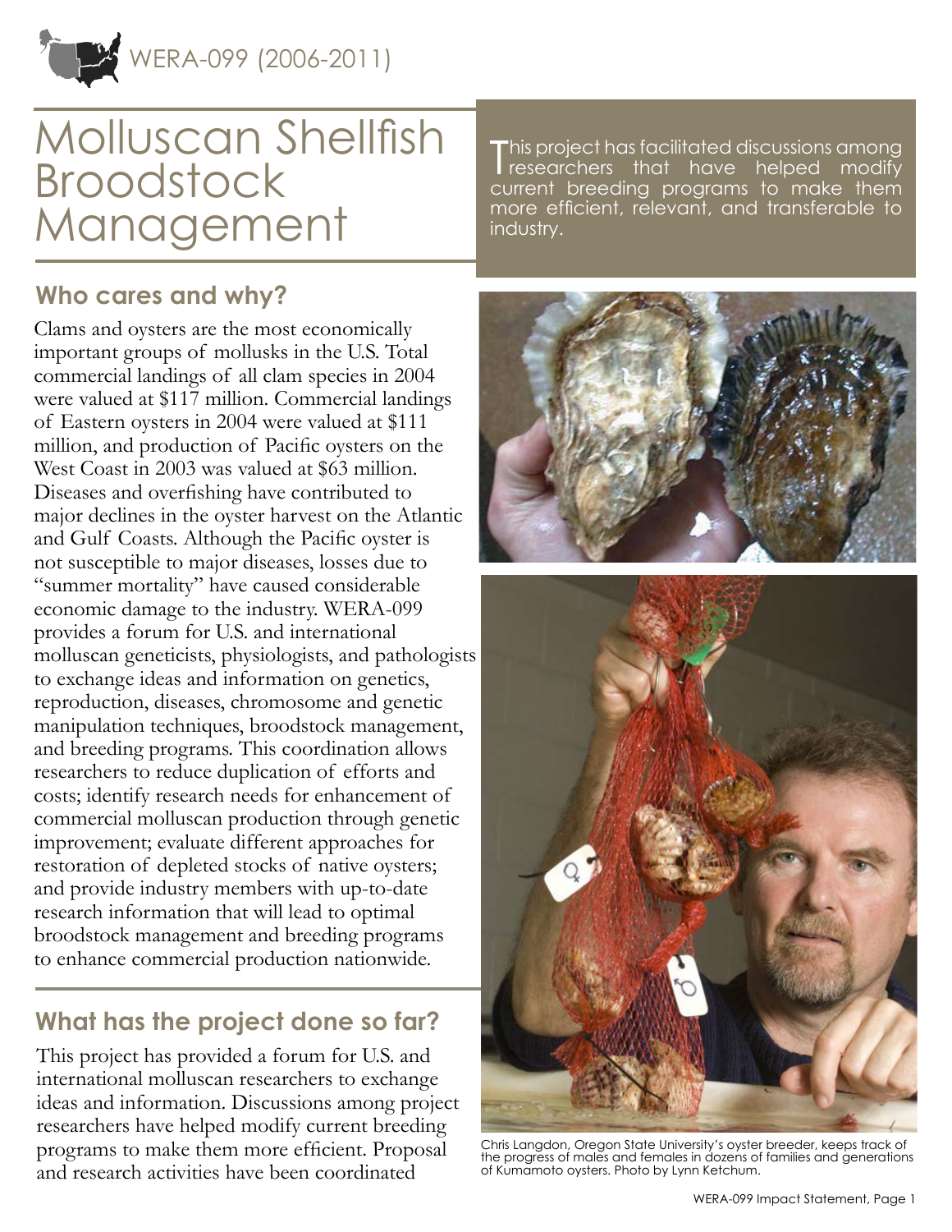WERA-099 (2006-2011)

# Molluscan Shellfish Broodstock Management

This project has facilitated discussions among researchers that have helped modify current breeding programs to make them more efficient, relevant, and transferable to industry.

## Who cares and why?

Clams and oysters are the most economically important groups of mollusks in the U.S. Total commercial landings of all clam species in 2004 were valued at $117 million. Commercial landings of Eastern oysters in 2004 were valued at $111 million, and production of Pacific oysters on the West Coast in 2003 was valued at $63 million. Diseases and overfishing have contributed to major declines in the oyster harvest on the Atlantic and Gulf Coasts. Although the Pacific oyster is not susceptible to major diseases, losses due to "summer mortality" have caused considerable economic damage to the industry. WERA-099 provides a forum for U.S. and international molluscan geneticists, physiologists, and pathologists to exchange ideas and information on genetics, reproduction, diseases, chromosome and genetic manipulation techniques, broodstock management, and breeding programs. This coordination allows researchers to reduce duplication of efforts and costs; identify research needs for enhancement of commercial molluscan production through genetic improvement; evaluate different approaches for restoration of depleted stocks of native oysters; and provide industry members with up-to-date research information that will lead to optimal broodstock management and breeding programs to enhance commercial production nationwide.

## What has the project done so far?

This project has provided a forum for U.S. and international molluscan researchers to exchange ideas and information. Discussions among project researchers have helped modify current breeding programs to make them more efficient. Proposal and research activities have been coordinated

Chris Langdon, Oregon State University's oyster breeder, keeps track of the progress of males and females in dozens of families and generations of Kumamoto oysters. Photo by Lynn Ketchum.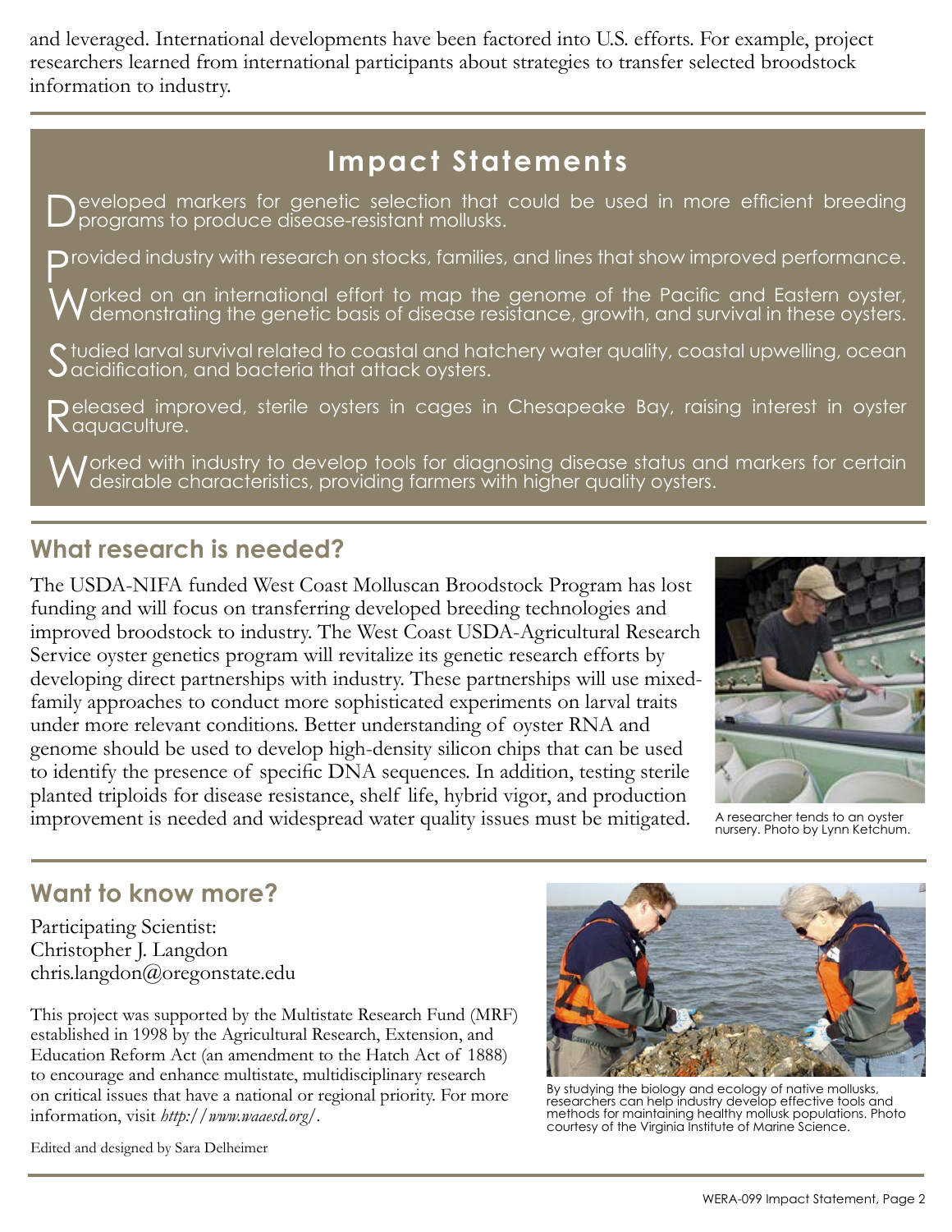and leveraged. International developments have been factored into U.S. efforts. For example, project researchers learned from international participants about strategies to transfer selected broodstock information to industry.

## Impact Statements

Developed markers for genetic selection that could be used in more efficient breeding programs to produce disease-resistant mollusks.

Provided industry with research on stocks, families, and lines that show improved performance.

Worked on an international effort to map the genome of the Pacific and Eastern oyster, demonstrating the genetic basis of disease resistance, growth, and survival in these oysters.

Studied larval survival related to coastal and hatchery water quality, coastal upwelling, ocean acidification, and bacteria that attack oysters.

Released improved, sterile oysters in cages in Chesapeake Bay, raising interest in oyster aquaculture.

Worked with industry to develop tools for diagnosing disease status and markers for certain desirable characteristics, providing farmers with higher quality oysters.

## What research is needed?

The USDA-NIFA funded West Coast Molluscan Broodstock Program has lost funding and will focus on transferring developed breeding technologies and improved broodstock to industry. The West Coast USDA-Agricultural Research Service oyster genetics program will revitalize its genetic research efforts by developing direct partnerships with industry. These partnerships will use mixed-family approaches to conduct more sophisticated experiments on larval traits under more relevant conditions. Better understanding of oyster RNA and genome should be used to develop high-density silicon chips that can be used to identify the presence of specific DNA sequences. In addition, testing sterile planted triploids for disease resistance, shelf life, hybrid vigor, and production improvement is needed and widespread water quality issues must be mitigated.

A researcher tends to an oyster nursery. Photo by Lynn Ketchum.

## Want to know more?

Participating Scientist:
Christopher J. Langdon
chris.langdon@oregonstate.edu

This project was supported by the Multistate Research Fund (MRF) established in 1998 by the Agricultural Research, Extension, and Education Reform Act (an amendment to the Hatch Act of 1888) to encourage and enhance multistate, multidisciplinary research on critical issues that have a national or regional priority. For more information, visit *http://www.waaesd.org/*.

By studying the biology and ecology of native mollusks, researchers can help industry develop effective tools and methods for maintaining healthy mollusk populations. Photo courtesy of the Virginia Institute of Marine Science.

Edited and designed by Sara Delheimer